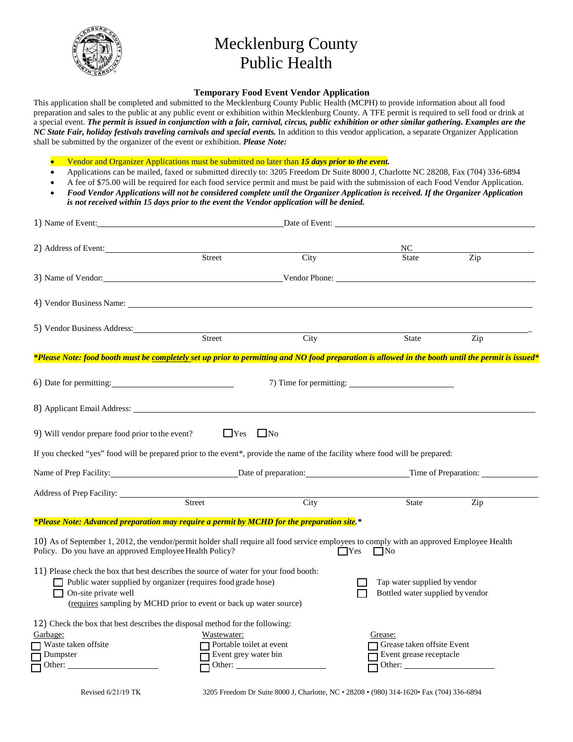# Mecklenburg County Public Health

## Temporary Food Event Vendor Application

This application shall be completed and submitted to the Mecklenburg County Public Health (MCPH) to provide information about all food preparation and sales to the public at any public event or exhibition within Mecklenburg County. A TFE permit is required to sell food or drink at a special event. ***The permit is issued in conjunction with a fair, carnival, circus, public exhibition or other similar gathering. Examples are the NC State Fair, holiday festivals traveling carnivals and special events.*** In addition to this vendor application, a separate Organizer Application shall be submitted by the organizer of the event or exhibition. ***Please Note:***

- Vendor and Organizer Applications must be submitted no later than ***15 days prior to the event***.
- Applications can be mailed, faxed or submitted directly to: 3205 Freedom Dr Suite 8000 J, Charlotte NC 28208, Fax (704) 336-6894
- A fee of $75.00 will be required for each food service permit and must be paid with the submission of each Food Vendor Application.
- ***Food Vendor Applications will not be considered complete until the Organizer Application is received. If the Organizer Application is not received within 15 days prior to the event the Vendor application will be denied.***

1) Name of Event: ____________________ Date of Event: ____________________

2) Address of Event: ____________________ (Street) ____________________ (City) NC (State) ________ (Zip)

3) Name of Vendor: ____________________ Vendor Phone: ____________________

4) Vendor Business Name: ____________________

5) Vendor Business Address: ____________________ (Street) ____________________ (City) ________ (State) ________ (Zip)

***\*Please Note: food booth must be completely set up prior to permitting and NO food preparation is allowed in the booth until the permit is issued\****

6) Date for permitting: ____________________ 7) Time for permitting: ____________________

8) Applicant Email Address: ____________________

9) Will vendor prepare food prior to the event? ☐ Yes ☐ No

If you checked "yes" food will be prepared prior to the event*, provide the name of the facility where food will be prepared:

Name of Prep Facility: ____________________ Date of preparation: ____________________ Time of Preparation: ____________

Address of Prep Facility: ____________________ (Street) ____________________ (City) ________ (State) ________ (Zip)

***\*Please Note: Advanced preparation may require a permit by MCHD for the preparation site.\****

10) As of September 1, 2012, the vendor/permit holder shall require all food service employees to comply with an approved Employee Health Policy. Do you have an approved Employee Health Policy? ☐ Yes ☐ No

11) Please check the box that best describes the source of water for your food booth:

- ☐ Public water supplied by organizer (requires food grade hose)
- ☐ On-site private well (requires sampling by MCHD prior to event or back up water source)
- ☐ Tap water supplied by vendor
- ☐ Bottled water supplied by vendor

12) Check the box that best describes the disposal method for the following:

| Garbage: | Wastewater: | Grease: |
|---|---|---|
| ☐ Waste taken offsite | ☐ Portable toilet at event | ☐ Grease taken offsite Event |
| ☐ Dumpster | ☐ Event grey water bin | ☐ Event grease receptacle |
| ☐ Other: ____________ | ☐ Other: ____________ | ☐ Other: ____________ |

Revised 6/21/19 TK

3205 Freedom Dr Suite 8000 J, Charlotte, NC • 28208 • (980) 314-1620• Fax (704) 336-6894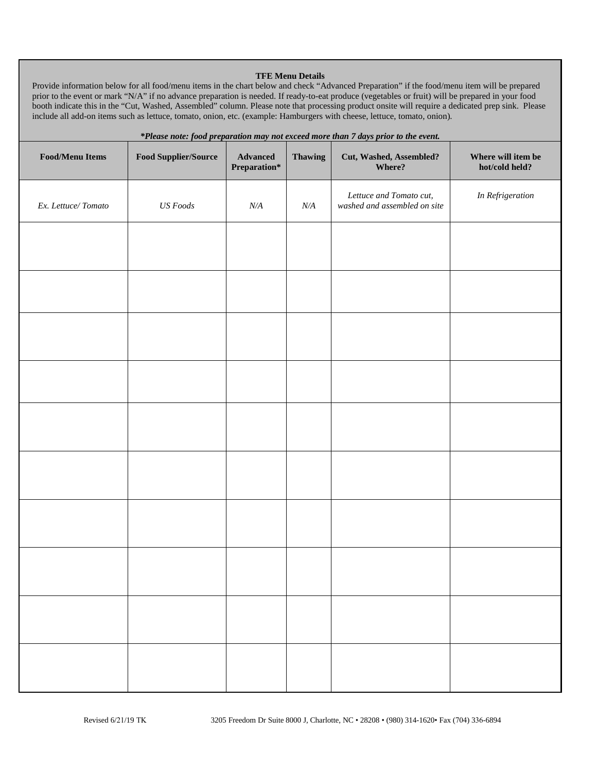**TFE Menu Details**

Provide information below for all food/menu items in the chart below and check "Advanced Preparation" if the food/menu item will be prepared prior to the event or mark "N/A" if no advance preparation is needed. If ready-to-eat produce (vegetables or fruit) will be prepared in your food booth indicate this in the "Cut, Washed, Assembled" column. Please note that processing product onsite will require a dedicated prep sink. Please include all add-on items such as lettuce, tomato, onion, etc. (example: Hamburgers with cheese, lettuce, tomato, onion).

***Please note: food preparation may not exceed more than 7 days prior to the event.***

| Food/Menu Items | Food Supplier/Source | Advanced Preparation* | Thawing | Cut, Washed, Assembled? Where? | Where will item be hot/cold held? |
|---|---|---|---|---|---|
| *Ex. Lettuce/ Tomato* | *US Foods* | *N/A* | *N/A* | *Lettuce and Tomato cut, washed and assembled on site* | *In Refrigeration* |
| | | | | | |
| | | | | | |
| | | | | | |
| | | | | | |
| | | | | | |
| | | | | | |
| | | | | | |
| | | | | | |
| | | | | | |
| | | | | | |

Revised 6/21/19 TK 3205 Freedom Dr Suite 8000 J, Charlotte, NC • 28208 • (980) 314-1620• Fax (704) 336-6894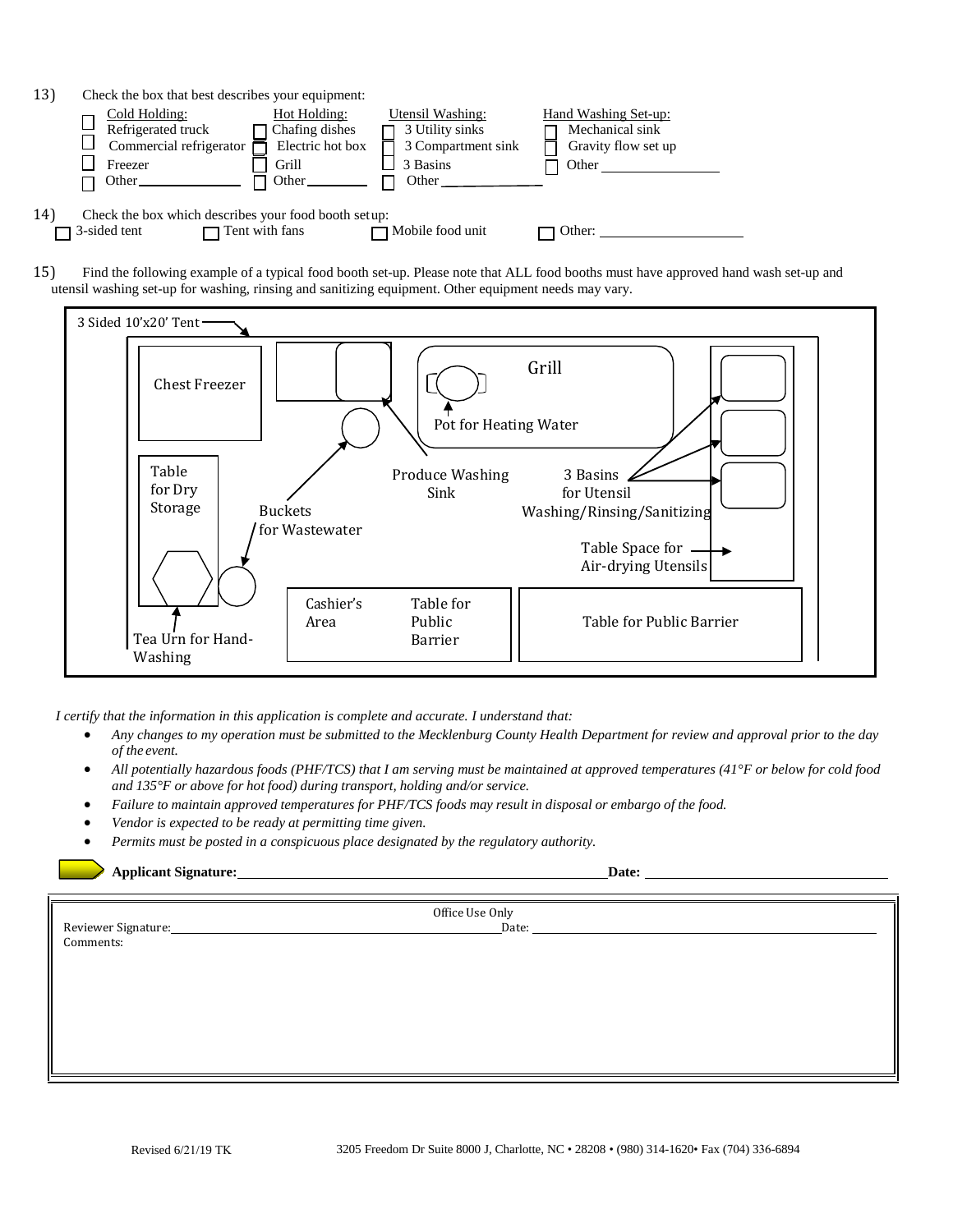13) Check the box that best describes your equipment:

| Cold Holding: | Hot Holding: | Utensil Washing: | Hand Washing Set-up: |
|---|---|---|---|
| ☐ Refrigerated truck | ☐ Chafing dishes | ☐ 3 Utility sinks | ☐ Mechanical sink |
| ☐ Commercial refrigerator | ☐ Electric hot box | ☐ 3 Compartment sink | ☐ Gravity flow set up |
| ☐ Freezer | ☐ Grill | ☐ 3 Basins | ☐ Other ________ |
| ☐ Other________ | ☐ Other________ | ☐ Other________ | |

14) Check the box which describes your food booth setup:

☐ 3-sided tent ☐ Tent with fans ☐ Mobile food unit ☐ Other: ________________

15) Find the following example of a typical food booth set-up. Please note that ALL food booths must have approved hand wash set-up and utensil washing set-up for washing, rinsing and sanitizing equipment. Other equipment needs may vary.

3 Sided 10'x20' Tent

Chest Freezer

Table for Dry Storage

Tea Urn for Hand-Washing

Buckets for Wastewater

Produce Washing Sink

Grill

Pot for Heating Water

3 Basins for Utensil Washing/Rinsing/Sanitizing

Table Space for Air-drying Utensils

Cashier's Area

Table for Public Barrier

Table for Public Barrier

*I certify that the information in this application is complete and accurate. I understand that:*

- *Any changes to my operation must be submitted to the Mecklenburg County Health Department for review and approval prior to the day of the event.*
- *All potentially hazardous foods (PHF/TCS) that I am serving must be maintained at approved temperatures (41°F or below for cold food and 135°F or above for hot food) during transport, holding and/or service.*
- *Failure to maintain approved temperatures for PHF/TCS foods may result in disposal or embargo of the food.*
- *Vendor is expected to be ready at permitting time given.*
- *Permits must be posted in a conspicuous place designated by the regulatory authority.*

**Applicant Signature:**________________________________ **Date:** ________________

Office Use Only

Reviewer Signature:________________________________ Date: ________________

Comments: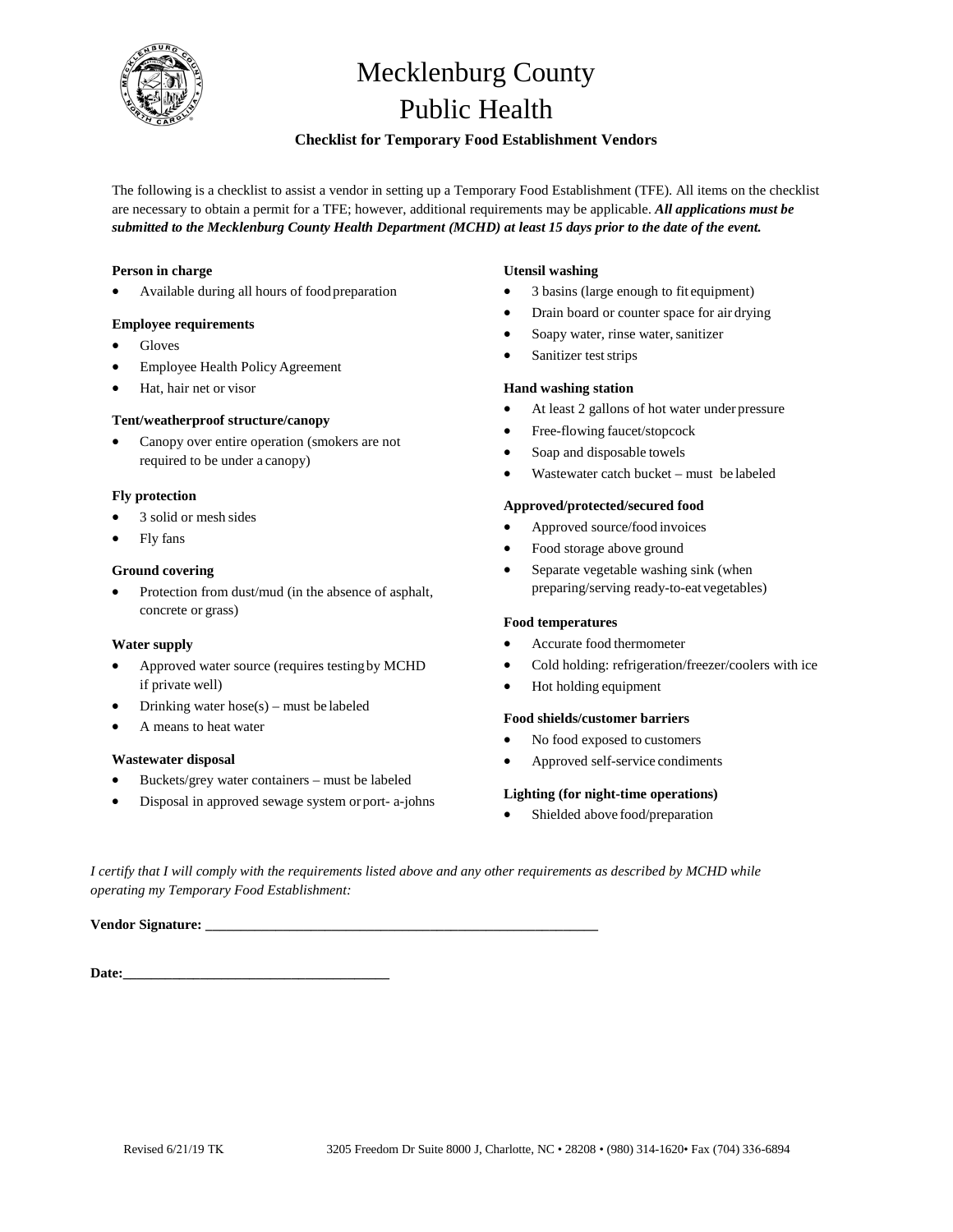# Mecklenburg County

# Public Health

### Checklist for Temporary Food Establishment Vendors

The following is a checklist to assist a vendor in setting up a Temporary Food Establishment (TFE). All items on the checklist are necessary to obtain a permit for a TFE; however, additional requirements may be applicable. ***All applications must be submitted to the Mecklenburg County Health Department (MCHD) at least 15 days prior to the date of the event.***

**Person in charge**

- Available during all hours of food preparation

**Employee requirements**

- Gloves
- Employee Health Policy Agreement
- Hat, hair net or visor

**Tent/weatherproof structure/canopy**

- Canopy over entire operation (smokers are not required to be under a canopy)

**Fly protection**

- 3 solid or mesh sides
- Fly fans

**Ground covering**

- Protection from dust/mud (in the absence of asphalt, concrete or grass)

**Water supply**

- Approved water source (requires testing by MCHD if private well)
- Drinking water hose(s) – must be labeled
- A means to heat water

**Wastewater disposal**

- Buckets/grey water containers – must be labeled
- Disposal in approved sewage system or port- a-johns

**Utensil washing**

- 3 basins (large enough to fit equipment)
- Drain board or counter space for air drying
- Soapy water, rinse water, sanitizer
- Sanitizer test strips

**Hand washing station**

- At least 2 gallons of hot water under pressure
- Free-flowing faucet/stopcock
- Soap and disposable towels
- Wastewater catch bucket – must be labeled

**Approved/protected/secured food**

- Approved source/food invoices
- Food storage above ground
- Separate vegetable washing sink (when preparing/serving ready-to-eat vegetables)

**Food temperatures**

- Accurate food thermometer
- Cold holding: refrigeration/freezer/coolers with ice
- Hot holding equipment

**Food shields/customer barriers**

- No food exposed to customers
- Approved self-service condiments

**Lighting (for night-time operations)**

- Shielded above food/preparation

*I certify that I will comply with the requirements listed above and any other requirements as described by MCHD while operating my Temporary Food Establishment:*

**Vendor Signature:** ________________________________________________________

**Date:**_____________________________________

Revised 6/21/19 TK

3205 Freedom Dr Suite 8000 J, Charlotte, NC • 28208 • (980) 314-1620• Fax (704) 336-6894